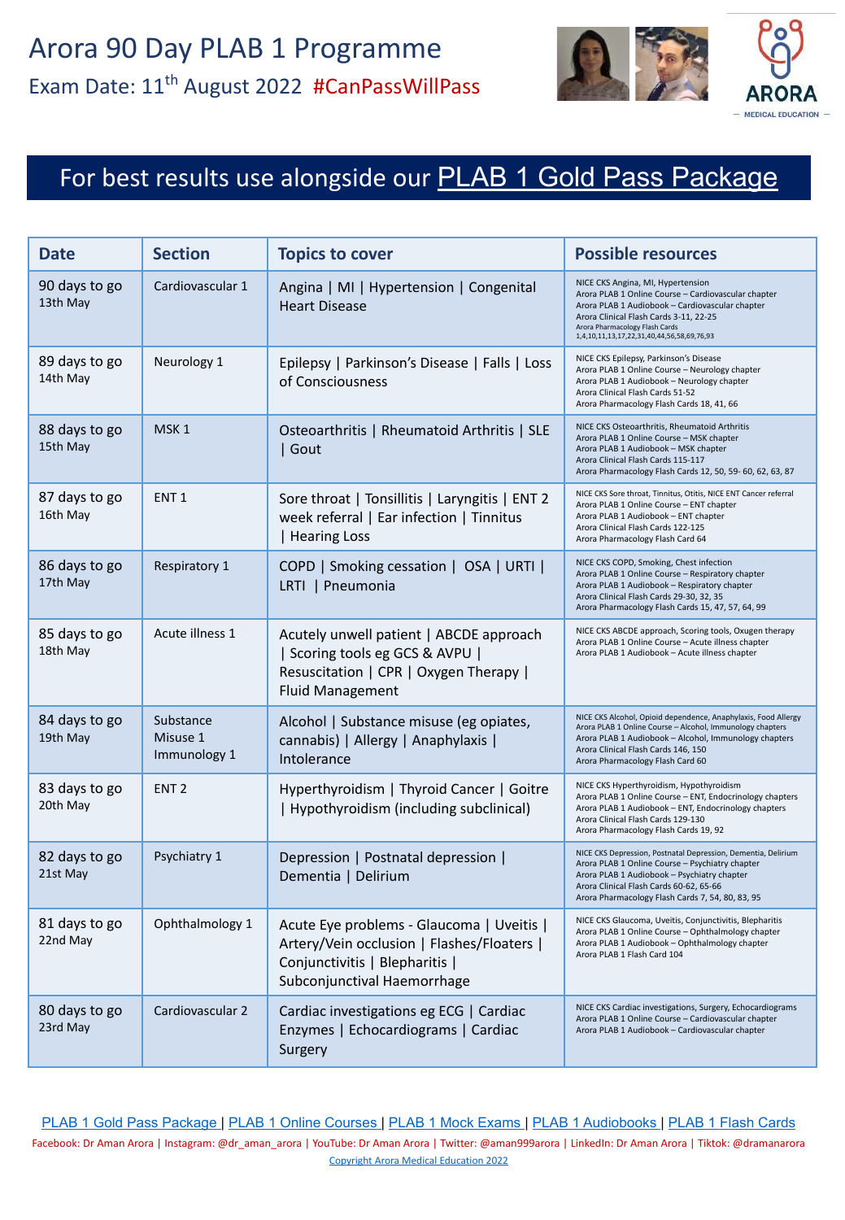# Arora 90 Day PLAB 1 Programme

## Exam Date: 11th August 2022 #CanPassWillPass

ARORA — MEDICAL EDUCATION —

## For best results use alongside our PLAB 1 Gold Pass Package

| Date | Section | Topics to cover | Possible resources |
|---|---|---|---|
| 90 days to go 13th May | Cardiovascular 1 | Angina \| MI \| Hypertension \| Congenital Heart Disease | NICE CKS Angina, MI, Hypertension<br>Arora PLAB 1 Online Course – Cardiovascular chapter<br>Arora PLAB 1 Audiobook – Cardiovascular chapter<br>Arora Clinical Flash Cards 3-11, 22-25<br>Arora Pharmacology Flash Cards 1,4,10,11,13,17,22,31,40,44,56,58,69,76,93 |
| 89 days to go 14th May | Neurology 1 | Epilepsy \| Parkinson's Disease \| Falls \| Loss of Consciousness | NICE CKS Epilepsy, Parkinson's Disease<br>Arora PLAB 1 Online Course – Neurology chapter<br>Arora PLAB 1 Audiobook – Neurology chapter<br>Arora Clinical Flash Cards 51-52<br>Arora Pharmacology Flash Cards 18, 41, 66 |
| 88 days to go 15th May | MSK 1 | Osteoarthritis \| Rheumatoid Arthritis \| SLE \| Gout | NICE CKS Osteoarthritis, Rheumatoid Arthritis<br>Arora PLAB 1 Online Course – MSK chapter<br>Arora PLAB 1 Audiobook – MSK chapter<br>Arora Clinical Flash Cards 115-117<br>Arora Pharmacology Flash Cards 12, 50, 59- 60, 62, 63, 87 |
| 87 days to go 16th May | ENT 1 | Sore throat \| Tonsillitis \| Laryngitis \| ENT 2 week referral \| Ear infection \| Tinnitus \| Hearing Loss | NICE CKS Sore throat, Tinnitus, Otitis, NICE ENT Cancer referral<br>Arora PLAB 1 Online Course – ENT chapter<br>Arora PLAB 1 Audiobook – ENT chapter<br>Arora Clinical Flash Cards 122-125<br>Arora Pharmacology Flash Card 64 |
| 86 days to go 17th May | Respiratory 1 | COPD \| Smoking cessation \| OSA \| URTI \| LRTI \| Pneumonia | NICE CKS COPD, Smoking, Chest infection<br>Arora PLAB 1 Online Course – Respiratory chapter<br>Arora PLAB 1 Audiobook – Respiratory chapter<br>Arora Clinical Flash Cards 29-30, 32, 35<br>Arora Pharmacology Flash Cards 15, 47, 57, 64, 99 |
| 85 days to go 18th May | Acute illness 1 | Acutely unwell patient \| ABCDE approach \| Scoring tools eg GCS & AVPU \| Resuscitation \| CPR \| Oxygen Therapy \| Fluid Management | NICE CKS ABCDE approach, Scoring tools, Oxugen therapy<br>Arora PLAB 1 Online Course – Acute illness chapter<br>Arora PLAB 1 Audiobook – Acute illness chapter |
| 84 days to go 19th May | Substance Misuse 1 Immunology 1 | Alcohol \| Substance misuse (eg opiates, cannabis) \| Allergy \| Anaphylaxis \| Intolerance | NICE CKS Alcohol, Opioid dependence, Anaphylaxis, Food Allergy<br>Arora PLAB 1 Online Course – Alcohol, Immunology chapters<br>Arora PLAB 1 Audiobook – Alcohol, Immunology chapters<br>Arora Clinical Flash Cards 146, 150<br>Arora Pharmacology Flash Card 60 |
| 83 days to go 20th May | ENT 2 | Hyperthyroidism \| Thyroid Cancer \| Goitre \| Hypothyroidism (including subclinical) | NICE CKS Hyperthyroidism, Hypothyroidism<br>Arora PLAB 1 Online Course – ENT, Endocrinology chapters<br>Arora PLAB 1 Audiobook – ENT, Endocrinology chapters<br>Arora Clinical Flash Cards 129-130<br>Arora Pharmacology Flash Cards 19, 92 |
| 82 days to go 21st May | Psychiatry 1 | Depression \| Postnatal depression \| Dementia \| Delirium | NICE CKS Depression, Postnatal Depression, Dementia, Delirium<br>Arora PLAB 1 Online Course – Psychiatry chapter<br>Arora PLAB 1 Audiobook – Psychiatry chapter<br>Arora Clinical Flash Cards 60-62, 65-66<br>Arora Pharmacology Flash Cards 7, 54, 80, 83, 95 |
| 81 days to go 22nd May | Ophthalmology 1 | Acute Eye problems - Glaucoma \| Uveitis \| Artery/Vein occlusion \| Flashes/Floaters \| Conjunctivitis \| Blepharitis \| Subconjunctival Haemorrhage | NICE CKS Glaucoma, Uveitis, Conjunctivitis, Blepharitis<br>Arora PLAB 1 Online Course – Ophthalmology chapter<br>Arora PLAB 1 Audiobook – Ophthalmology chapter<br>Arora PLAB 1 Flash Card 104 |
| 80 days to go 23rd May | Cardiovascular 2 | Cardiac investigations eg ECG \| Cardiac Enzymes \| Echocardiograms \| Cardiac Surgery | NICE CKS Cardiac investigations, Surgery, Echocardiograms<br>Arora PLAB 1 Online Course – Cardiovascular chapter<br>Arora PLAB 1 Audiobook – Cardiovascular chapter |

PLAB 1 Gold Pass Package | PLAB 1 Online Courses | PLAB 1 Mock Exams | PLAB 1 Audiobooks | PLAB 1 Flash Cards

Facebook: Dr Aman Arora | Instagram: @dr_aman_arora | YouTube: Dr Aman Arora | Twitter: @aman999arora | LinkedIn: Dr Aman Arora | Tiktok: @dramanarora

Copyright Arora Medical Education 2022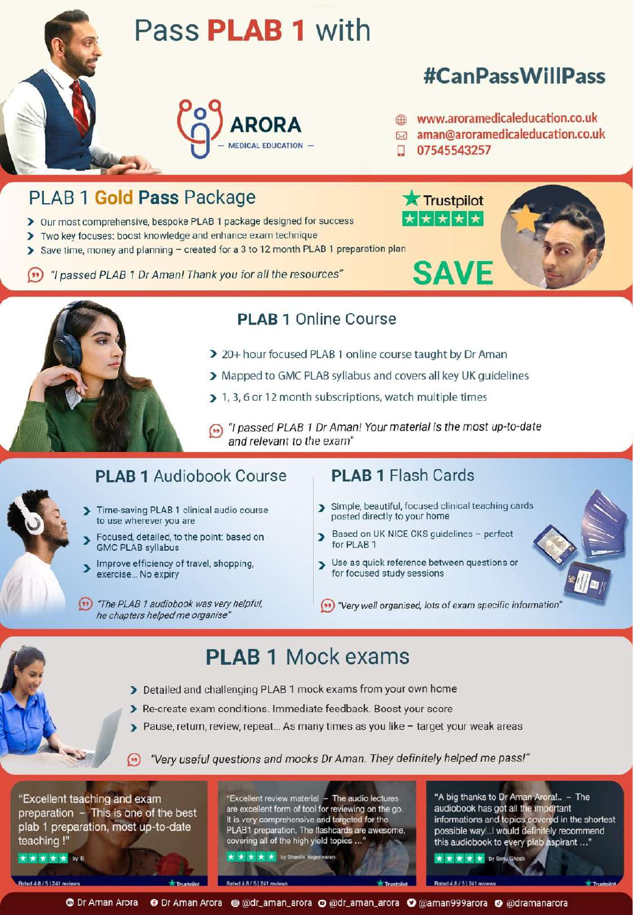# Pass **PLAB 1** with

## #CanPassWillPass

**ARORA** — MEDICAL EDUCATION —

www.aroramedicaleducation.co.uk
aman@aroramedicaleducation.co.uk
07545543257

## PLAB 1 **Gold Pass** Package

Trustpilot ★★★★★

- Our most comprehensive, bespoke PLAB 1 package designed for success
- Two key focuses: boost knowledge and enhance exam technique
- Save time, money and planning – created for a 3 to 12 month PLAB 1 preparation plan

*"I passed PLAB 1 Dr Aman! Thank you for all the resources"*

**SAVE**

## PLAB 1 Online Course

- 20+ hour focused PLAB 1 online course taught by Dr Aman
- Mapped to GMC PLAB syllabus and covers all key UK guidelines
- 1, 3, 6 or 12 month subscriptions, watch multiple times

*"I passed PLAB 1 Dr Aman! Your material is the most up-to-date and relevant to the exam"*

## PLAB 1 Audiobook Course

- Time-saving PLAB 1 clinical audio course to use wherever you are
- Focused, detailed, to the point: based on GMC PLAB syllabus
- Improve efficiency of travel, shopping, exercise... No expiry

*"The PLAB 1 audiobook was very helpful, he chapters helped me organise"*

## PLAB 1 Flash Cards

- Simple, beautiful, focused clinical teaching cards posted directly to your home
- Based on UK NICE CKS guidelines – perfect for PLAB 1
- Use as quick reference between questions or for focused study sessions

*"Very well organised, lots of exam specific information"*

## PLAB 1 Mock exams

- Detailed and challenging PLAB 1 mock exams from your own home
- Re-create exam conditions. Immediate feedback. Boost your score
- Pause, return, review, repeat... As many times as you like – target your weak areas

*"Very useful questions and mocks Dr Aman. They definitely helped me pass!"*

"Excellent teaching and exam preparation – This is one of the best plab 1 preparation, most up-to-date teaching !"
★★★★★ by E
Rated 4.8 / 5 | 241 reviews — Trustpilot

"Excellent review material – The audio lectures are excellent form of tool for reviewing on the go. It is very comprehensive and targeted for the PLAB1 preparation. The flashcards are awesome, covering all of the high yield topics ..."
★★★★★ by Shanthi Yogeswaran
Rated 4.8 / 5 | 241 reviews — Trustpilot

"A big thanks to Dr Aman Arora!.. – The audiobook has got all the important informations and topics covered in the shortest possible way!..I would definitely recommend this audiobook to every plab aspirant ..."
★★★★★ by Sonu Ghosh
Rated 4.8 / 5 | 241 reviews — Trustpilot

Dr Aman Arora | Dr Aman Arora | @dr_aman_arora | @dr_aman_arora | @aman999arora | @dramanarora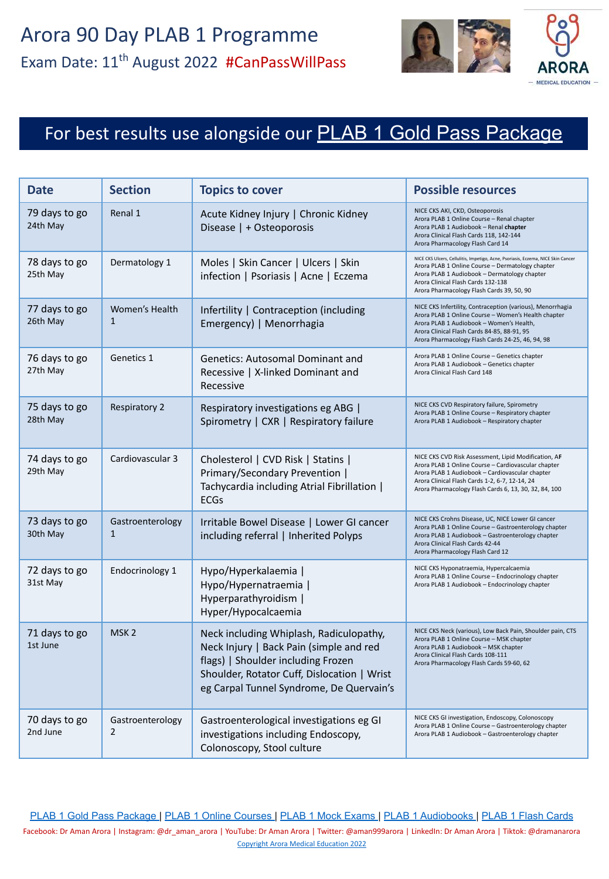# Arora 90 Day PLAB 1 Programme

Exam Date: 11th August 2022 #CanPassWillPass

ARORA — MEDICAL EDUCATION —

## For best results use alongside our PLAB 1 Gold Pass Package

| Date | Section | Topics to cover | Possible resources |
|---|---|---|---|
| 79 days to go 24th May | Renal 1 | Acute Kidney Injury \| Chronic Kidney Disease \| + Osteoporosis | NICE CKS AKI, CKD, Osteoporosis<br>Arora PLAB 1 Online Course – Renal chapter<br>Arora PLAB 1 Audiobook – Renal **chapter**<br>Arora Clinical Flash Cards 118, 142-144<br>Arora Pharmacology Flash Card 14 |
| 78 days to go 25th May | Dermatology 1 | Moles \| Skin Cancer \| Ulcers \| Skin infection \| Psoriasis \| Acne \| Eczema | NICE CKS Ulcers, Cellulitis, Impetigo, Acne, Psoriasis, Eczema, NICE Skin Cancer<br>Arora PLAB 1 Online Course – Dermatology chapter<br>Arora PLAB 1 Audiobook – Dermatology chapter<br>Arora Clinical Flash Cards 132-138<br>Arora Pharmacology Flash Cards 39, 50, 90 |
| 77 days to go 26th May | Women's Health 1 | Infertility \| Contraception (including Emergency) \| Menorrhagia | NICE CKS Infertility, Contraception (various), Menorrhagia<br>Arora PLAB 1 Online Course – Women's Health chapter<br>Arora PLAB 1 Audiobook – Women's Health,<br>Arora Clinical Flash Cards 84-85, 88-91, 95<br>Arora Pharmacology Flash Cards 24-25, 46, 94, 98 |
| 76 days to go 27th May | Genetics 1 | Genetics: Autosomal Dominant and Recessive \| X-linked Dominant and Recessive | Arora PLAB 1 Online Course – Genetics chapter<br>Arora PLAB 1 Audiobook – Genetics chapter<br>Arora Clinical Flash Card 148 |
| 75 days to go 28th May | Respiratory 2 | Respiratory investigations eg ABG \| Spirometry \| CXR \| Respiratory failure | NICE CKS CVD Respiratory failure, Spirometry<br>Arora PLAB 1 Online Course – Respiratory chapter<br>Arora PLAB 1 Audiobook – Respiratory chapter |
| 74 days to go 29th May | Cardiovascular 3 | Cholesterol \| CVD Risk \| Statins \| Primary/Secondary Prevention \| Tachycardia including Atrial Fibrillation \| ECGs | NICE CKS CVD Risk Assessment, Lipid Modification, AF<br>Arora PLAB 1 Online Course – Cardiovascular chapter<br>Arora PLAB 1 Audiobook – Cardiovascular chapter<br>Arora Clinical Flash Cards 1-2, 6-7, 12-14, 24<br>Arora Pharmacology Flash Cards 6, 13, 30, 32, 84, 100 |
| 73 days to go 30th May | Gastroenterology 1 | Irritable Bowel Disease \| Lower GI cancer including referral \| Inherited Polyps | NICE CKS Crohns Disease, UC, NICE Lower GI cancer<br>Arora PLAB 1 Online Course – Gastroenterology chapter<br>Arora PLAB 1 Audiobook – Gastroenterology chapter<br>Arora Clinical Flash Cards 42-44<br>Arora Pharmacology Flash Card 12 |
| 72 days to go 31st May | Endocrinology 1 | Hypo/Hyperkalaemia \| Hypo/Hypernatraemia \| Hyperparathyroidism \| Hyper/Hypocalcaemia | NICE CKS Hyponatraemia, Hypercalcaemia<br>Arora PLAB 1 Online Course – Endocrinology chapter<br>Arora PLAB 1 Audiobook – Endocrinology chapter |
| 71 days to go 1st June | MSK 2 | Neck including Whiplash, Radiculopathy, Neck Injury \| Back Pain (simple and red flags) \| Shoulder including Frozen Shoulder, Rotator Cuff, Dislocation \| Wrist eg Carpal Tunnel Syndrome, De Quervain's | NICE CKS Neck (various), Low Back Pain, Shoulder pain, CTS<br>Arora PLAB 1 Online Course – MSK chapter<br>Arora PLAB 1 Audiobook – MSK chapter<br>Arora Clinical Flash Cards 108-111<br>Arora Pharmacology Flash Cards 59-60, 62 |
| 70 days to go 2nd June | Gastroenterology 2 | Gastroenterological investigations eg GI investigations including Endoscopy, Colonoscopy, Stool culture | NICE CKS GI investigation, Endoscopy, Colonoscopy<br>Arora PLAB 1 Online Course – Gastroenterology chapter<br>Arora PLAB 1 Audiobook – Gastroenterology chapter |

PLAB 1 Gold Pass Package | PLAB 1 Online Courses | PLAB 1 Mock Exams | PLAB 1 Audiobooks | PLAB 1 Flash Cards

Facebook: Dr Aman Arora | Instagram: @dr_aman_arora | YouTube: Dr Aman Arora | Twitter: @aman999arora | LinkedIn: Dr Aman Arora | Tiktok: @dramanarora

Copyright Arora Medical Education 2022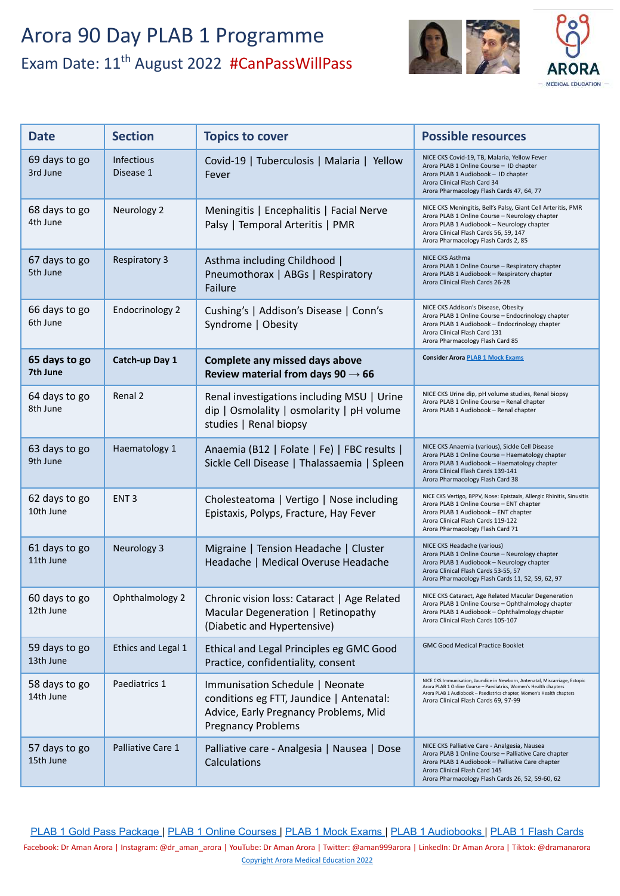# Arora 90 Day PLAB 1 Programme

## Exam Date: 11th August 2022 #CanPassWillPass

ARORA — MEDICAL EDUCATION —

| Date | Section | Topics to cover | Possible resources |
|---|---|---|---|
| 69 days to go<br>3rd June | Infectious Disease 1 | Covid-19 \| Tuberculosis \| Malaria \| Yellow Fever | NICE CKS Covid-19, TB, Malaria, Yellow Fever<br>Arora PLAB 1 Online Course – ID chapter<br>Arora PLAB 1 Audiobook – ID chapter<br>Arora Clinical Flash Card 34<br>Arora Pharmacology Flash Cards 47, 64, 77 |
| 68 days to go<br>4th June | Neurology 2 | Meningitis \| Encephalitis \| Facial Nerve Palsy \| Temporal Arteritis \| PMR | NICE CKS Meningitis, Bell's Palsy, Giant Cell Arteritis, PMR<br>Arora PLAB 1 Online Course – Neurology chapter<br>Arora PLAB 1 Audiobook – Neurology chapter<br>Arora Clinical Flash Cards 56, 59, 147<br>Arora Pharmacology Flash Cards 2, 85 |
| 67 days to go<br>5th June | Respiratory 3 | Asthma including Childhood \| Pneumothorax \| ABGs \| Respiratory Failure | NICE CKS Asthma<br>Arora PLAB 1 Online Course – Respiratory chapter<br>Arora PLAB 1 Audiobook – Respiratory chapter<br>Arora Clinical Flash Cards 26-28 |
| 66 days to go<br>6th June | Endocrinology 2 | Cushing's \| Addison's Disease \| Conn's Syndrome \| Obesity | NICE CKS Addison's Disease, Obesity<br>Arora PLAB 1 Online Course – Endocrinology chapter<br>Arora PLAB 1 Audiobook – Endocrinology chapter<br>Arora Clinical Flash Card 131<br>Arora Pharmacology Flash Card 85 |
| **65 days to go<br>7th June** | **Catch-up Day 1** | **Complete any missed days above<br>Review material from days 90 → 66** | **Consider Arora PLAB 1 Mock Exams** |
| 64 days to go<br>8th June | Renal 2 | Renal investigations including MSU \| Urine dip \| Osmolality \| osmolarity \| pH volume studies \| Renal biopsy | NICE CKS Urine dip, pH volume studies, Renal biopsy<br>Arora PLAB 1 Online Course – Renal chapter<br>Arora PLAB 1 Audiobook – Renal chapter |
| 63 days to go<br>9th June | Haematology 1 | Anaemia (B12 \| Folate \| Fe) \| FBC results \| Sickle Cell Disease \| Thalassaemia \| Spleen | NICE CKS Anaemia (various), Sickle Cell Disease<br>Arora PLAB 1 Online Course – Haematology chapter<br>Arora PLAB 1 Audiobook – Haematology chapter<br>Arora Clinical Flash Cards 139-141<br>Arora Pharmacology Flash Card 38 |
| 62 days to go<br>10th June | ENT 3 | Cholesteatoma \| Vertigo \| Nose including Epistaxis, Polyps, Fracture, Hay Fever | NICE CKS Vertigo, BPPV, Nose: Epistaxis, Allergic Rhinitis, Sinusitis<br>Arora PLAB 1 Online Course – ENT chapter<br>Arora PLAB 1 Audiobook – ENT chapter<br>Arora Clinical Flash Cards 119-122<br>Arora Pharmacology Flash Card 71 |
| 61 days to go<br>11th June | Neurology 3 | Migraine \| Tension Headache \| Cluster Headache \| Medical Overuse Headache | NICE CKS Headache (various)<br>Arora PLAB 1 Online Course – Neurology chapter<br>Arora PLAB 1 Audiobook – Neurology chapter<br>Arora Clinical Flash Cards 53-55, 57<br>Arora Pharmacology Flash Cards 11, 52, 59, 62, 97 |
| 60 days to go<br>12th June | Ophthalmology 2 | Chronic vision loss: Cataract \| Age Related Macular Degeneration \| Retinopathy (Diabetic and Hypertensive) | NICE CKS Cataract, Age Related Macular Degeneration<br>Arora PLAB 1 Online Course – Ophthalmology chapter<br>Arora PLAB 1 Audiobook – Ophthalmology chapter<br>Arora Clinical Flash Cards 105-107 |
| 59 days to go<br>13th June | Ethics and Legal 1 | Ethical and Legal Principles eg GMC Good Practice, confidentiality, consent | GMC Good Medical Practice Booklet |
| 58 days to go<br>14th June | Paediatrics 1 | Immunisation Schedule \| Neonate conditions eg FTT, Jaundice \| Antenatal: Advice, Early Pregnancy Problems, Mid Pregnancy Problems | NICE CKS Immunisation, Jaundice in Newborn, Antenatal, Miscarriage, Ectopic<br>Arora PLAB 1 Online Course – Paediatrics, Women's Health chapters<br>Arora PLAB 1 Audiobook – Paediatrics chapter, Women's Health chapters<br>Arora Clinical Flash Cards 69, 97-99 |
| 57 days to go<br>15th June | Palliative Care 1 | Palliative care - Analgesia \| Nausea \| Dose Calculations | NICE CKS Palliative Care - Analgesia, Nausea<br>Arora PLAB 1 Online Course – Palliative Care chapter<br>Arora PLAB 1 Audiobook – Palliative Care chapter<br>Arora Clinical Flash Card 145<br>Arora Pharmacology Flash Cards 26, 52, 59-60, 62 |

PLAB 1 Gold Pass Package | PLAB 1 Online Courses | PLAB 1 Mock Exams | PLAB 1 Audiobooks | PLAB 1 Flash Cards

Facebook: Dr Aman Arora | Instagram: @dr_aman_arora | YouTube: Dr Aman Arora | Twitter: @aman999arora | LinkedIn: Dr Aman Arora | Tiktok: @dramanarora

Copyright Arora Medical Education 2022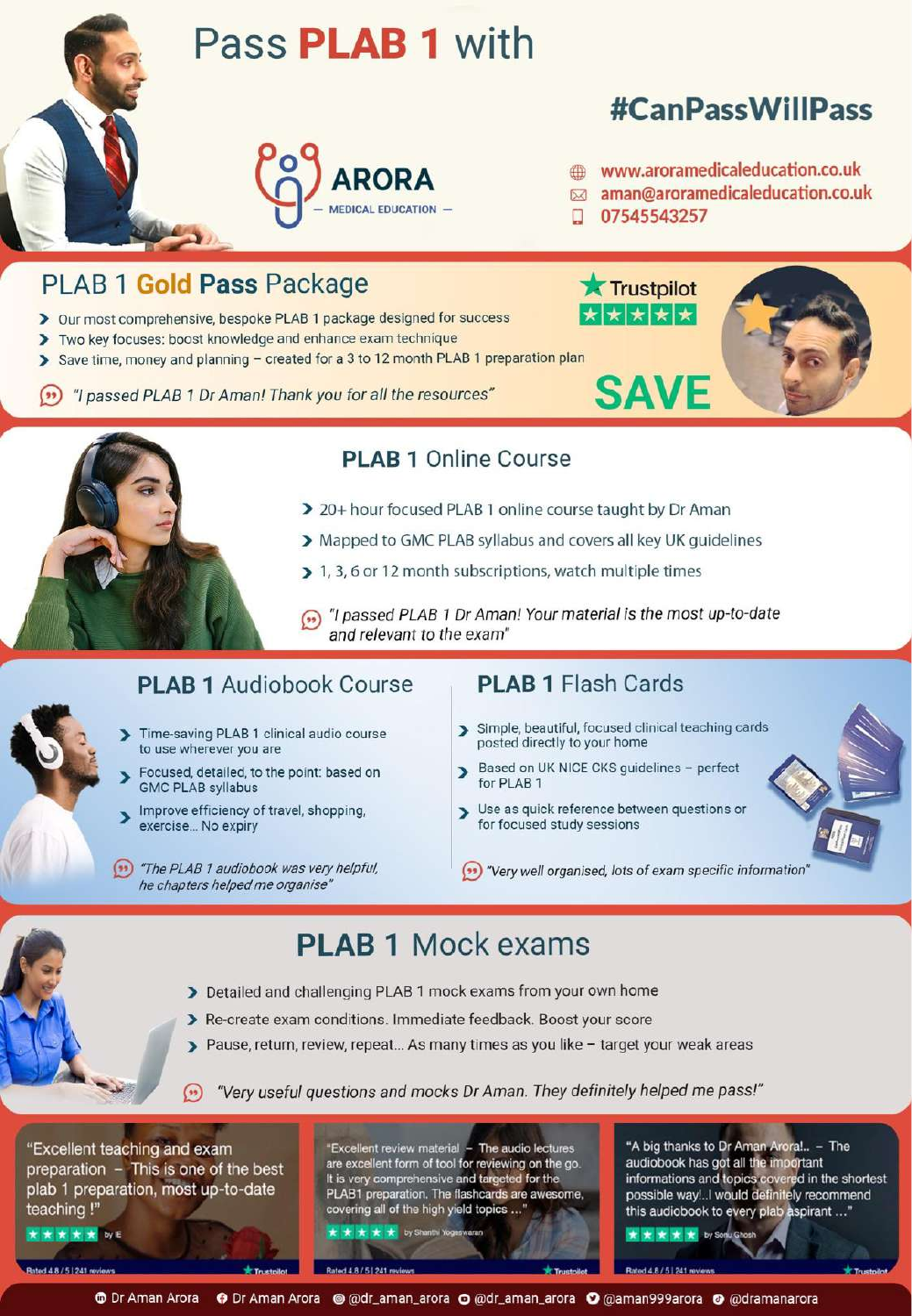# Pass **PLAB 1** with

## #CanPassWillPass

**ARORA** — MEDICAL EDUCATION —

www.aroramedicaleducation.co.uk
aman@aroramedicaleducation.co.uk
07545543257

## PLAB 1 **Gold Pass** Package

Trustpilot ★★★★★

- Our most comprehensive, bespoke PLAB 1 package designed for success
- Two key focuses: boost knowledge and enhance exam technique
- Save time, money and planning – created for a 3 to 12 month PLAB 1 preparation plan

*"I passed PLAB 1 Dr Aman! Thank you for all the resources"*

**SAVE**

## **PLAB 1** Online Course

- 20+ hour focused PLAB 1 online course taught by Dr Aman
- Mapped to GMC PLAB syllabus and covers all key UK guidelines
- 1, 3, 6 or 12 month subscriptions, watch multiple times

*"I passed PLAB 1 Dr Aman! Your material is the most up-to-date and relevant to the exam"*

## **PLAB 1** Audiobook Course

- Time-saving PLAB 1 clinical audio course to use wherever you are
- Focused, detailed, to the point: based on GMC PLAB syllabus
- Improve efficiency of travel, shopping, exercise... No expiry

*"The PLAB 1 audiobook was very helpful, he chapters helped me organise"*

## **PLAB 1** Flash Cards

- Simple, beautiful, focused clinical teaching cards posted directly to your home
- Based on UK NICE CKS guidelines – perfect for PLAB 1
- Use as quick reference between questions or for focused study sessions

*"Very well organised, lots of exam specific information"*

## **PLAB 1** Mock exams

- Detailed and challenging PLAB 1 mock exams from your own home
- Re-create exam conditions. Immediate feedback. Boost your score
- Pause, return, review, repeat... As many times as you like – target your weak areas

*"Very useful questions and mocks Dr Aman. They definitely helped me pass!"*

"Excellent teaching and exam preparation – This is one of the best plab 1 preparation, most up-to-date teaching !"
★★★★★ by E
Rated 4.8 / 5 | 241 reviews — Trustpilot

"Excellent review material – The audio lectures are excellent form of tool for reviewing on the go. It is very comprehensive and targeted for the PLAB1 preparation. The flashcards are awesome, covering all of the high yield topics ..."
★★★★★ by Shanthi Yogeswaran
Rated 4.8 / 5 | 241 reviews — Trustpilot

"A big thanks to Dr Aman Arora!.. – The audiobook has got all the important informations and topics covered in the shortest possible way!..I would definitely recommend this audiobook to every plab aspirant ..."
★★★★★ by Sonu Ghosh
Rated 4.8 / 5 | 241 reviews — Trustpilot

Dr Aman Arora | Dr Aman Arora | @dr_aman_arora | @dr_aman_arora | @aman999arora | @dramanarora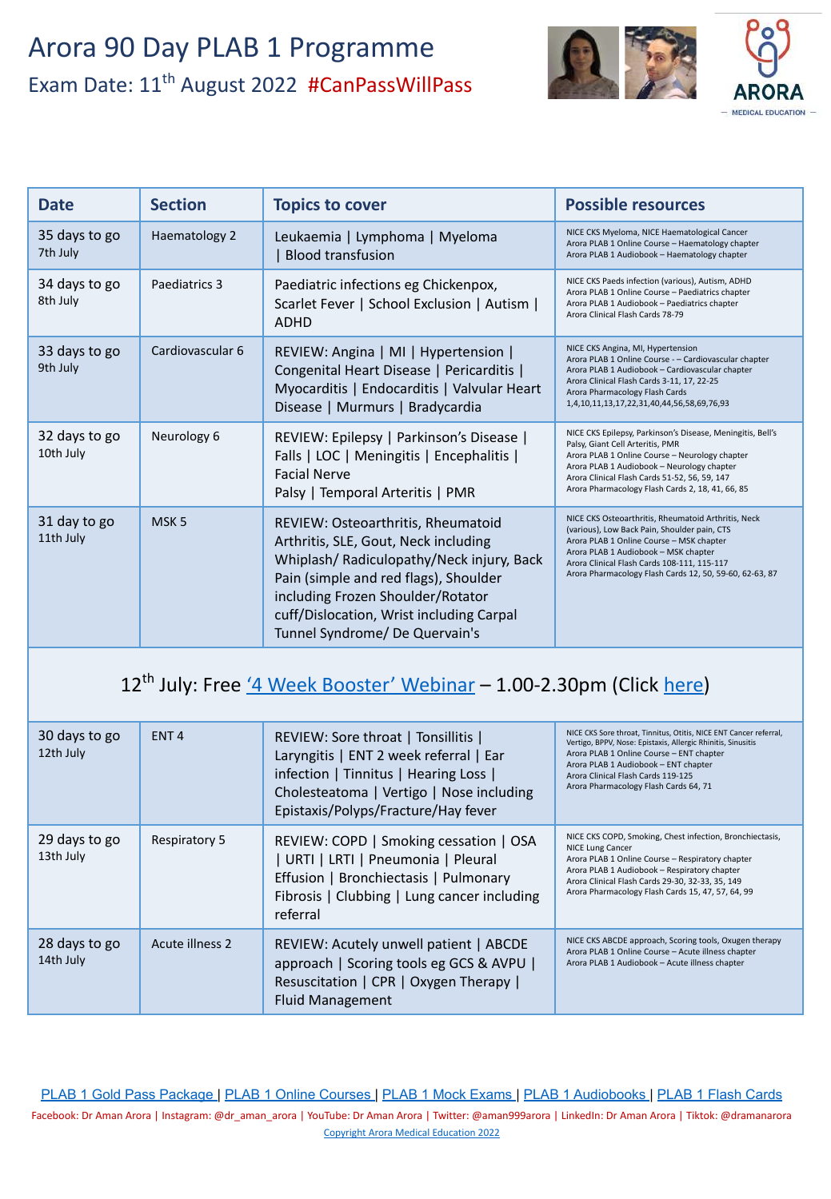# Arora 90 Day PLAB 1 Programme

Exam Date: 11th August 2022 #CanPassWillPass

ARORA — MEDICAL EDUCATION —

| Date | Section | Topics to cover | Possible resources |
|---|---|---|---|
| 35 days to go<br>7th July | Haematology 2 | Leukaemia \| Lymphoma \| Myeloma \| Blood transfusion | NICE CKS Myeloma, NICE Haematological Cancer<br>Arora PLAB 1 Online Course – Haematology chapter<br>Arora PLAB 1 Audiobook – Haematology chapter |
| 34 days to go<br>8th July | Paediatrics 3 | Paediatric infections eg Chickenpox, Scarlet Fever \| School Exclusion \| Autism \| ADHD | NICE CKS Paeds infection (various), Autism, ADHD<br>Arora PLAB 1 Online Course – Paediatrics chapter<br>Arora PLAB 1 Audiobook – Paediatrics chapter<br>Arora Clinical Flash Cards 78-79 |
| 33 days to go<br>9th July | Cardiovascular 6 | REVIEW: Angina \| MI \| Hypertension \| Congenital Heart Disease \| Pericarditis \| Myocarditis \| Endocarditis \| Valvular Heart Disease \| Murmurs \| Bradycardia | NICE CKS Angina, MI, Hypertension<br>Arora PLAB 1 Online Course - – Cardiovascular chapter<br>Arora PLAB 1 Audiobook – Cardiovascular chapter<br>Arora Clinical Flash Cards 3-11, 17, 22-25<br>Arora Pharmacology Flash Cards 1,4,10,11,13,17,22,31,40,44,56,58,69,76,93 |
| 32 days to go<br>10th July | Neurology 6 | REVIEW: Epilepsy \| Parkinson's Disease \| Falls \| LOC \| Meningitis \| Encephalitis \| Facial Nerve Palsy \| Temporal Arteritis \| PMR | NICE CKS Epilepsy, Parkinson's Disease, Meningitis, Bell's Palsy, Giant Cell Arteritis, PMR<br>Arora PLAB 1 Online Course – Neurology chapter<br>Arora PLAB 1 Audiobook – Neurology chapter<br>Arora Clinical Flash Cards 51-52, 56, 59, 147<br>Arora Pharmacology Flash Cards 2, 18, 41, 66, 85 |
| 31 day to go<br>11th July | MSK 5 | REVIEW: Osteoarthritis, Rheumatoid Arthritis, SLE, Gout, Neck including Whiplash/ Radiculopathy/Neck injury, Back Pain (simple and red flags), Shoulder including Frozen Shoulder/Rotator cuff/Dislocation, Wrist including Carpal Tunnel Syndrome/ De Quervain's | NICE CKS Osteoarthritis, Rheumatoid Arthritis, Neck (various), Low Back Pain, Shoulder pain, CTS<br>Arora PLAB 1 Online Course – MSK chapter<br>Arora PLAB 1 Audiobook – MSK chapter<br>Arora Clinical Flash Cards 108-111, 115-117<br>Arora Pharmacology Flash Cards 12, 50, 59-60, 62-63, 87 |
| 12th July: Free '4 Week Booster' Webinar – 1.00-2.30pm (Click here) | | | |
| 30 days to go<br>12th July | ENT 4 | REVIEW: Sore throat \| Tonsillitis \| Laryngitis \| ENT 2 week referral \| Ear infection \| Tinnitus \| Hearing Loss \| Cholesteatoma \| Vertigo \| Nose including Epistaxis/Polyps/Fracture/Hay fever | NICE CKS Sore throat, Tinnitus, Otitis, NICE ENT Cancer referral, Vertigo, BPPV, Nose: Epistaxis, Allergic Rhinitis, Sinusitis<br>Arora PLAB 1 Online Course – ENT chapter<br>Arora PLAB 1 Audiobook – ENT chapter<br>Arora Clinical Flash Cards 119-125<br>Arora Pharmacology Flash Cards 64, 71 |
| 29 days to go<br>13th July | Respiratory 5 | REVIEW: COPD \| Smoking cessation \| OSA \| URTI \| LRTI \| Pneumonia \| Pleural Effusion \| Bronchiectasis \| Pulmonary Fibrosis \| Clubbing \| Lung cancer including referral | NICE CKS COPD, Smoking, Chest infection, Bronchiectasis, NICE Lung Cancer<br>Arora PLAB 1 Online Course – Respiratory chapter<br>Arora PLAB 1 Audiobook – Respiratory chapter<br>Arora Clinical Flash Cards 29-30, 32-33, 35, 149<br>Arora Pharmacology Flash Cards 15, 47, 57, 64, 99 |
| 28 days to go<br>14th July | Acute illness 2 | REVIEW: Acutely unwell patient \| ABCDE approach \| Scoring tools eg GCS & AVPU \| Resuscitation \| CPR \| Oxygen Therapy \| Fluid Management | NICE CKS ABCDE approach, Scoring tools, Oxugen therapy<br>Arora PLAB 1 Online Course – Acute illness chapter<br>Arora PLAB 1 Audiobook – Acute illness chapter |

PLAB 1 Gold Pass Package | PLAB 1 Online Courses | PLAB 1 Mock Exams | PLAB 1 Audiobooks | PLAB 1 Flash Cards

Facebook: Dr Aman Arora | Instagram: @dr_aman_arora | YouTube: Dr Aman Arora | Twitter: @aman999arora | LinkedIn: Dr Aman Arora | Tiktok: @dramanarora

Copyright Arora Medical Education 2022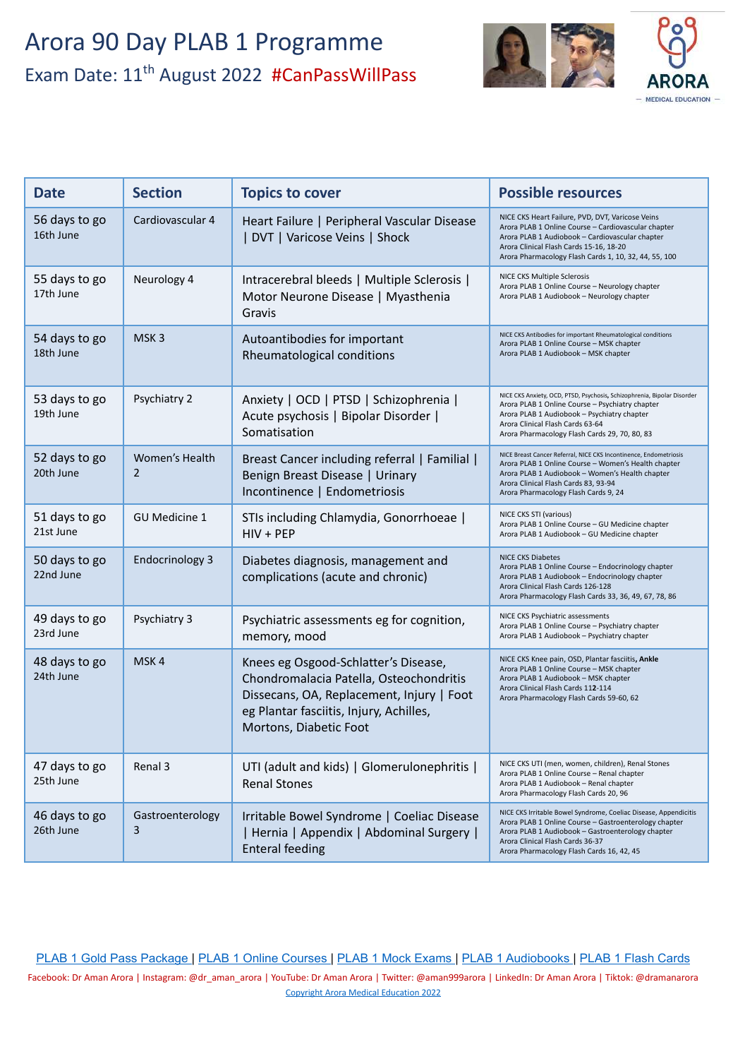# Arora 90 Day PLAB 1 Programme

## Exam Date: 11th August 2022 #CanPassWillPass

ARORA — MEDICAL EDUCATION —

| Date | Section | Topics to cover | Possible resources |
|---|---|---|---|
| 56 days to go<br>16th June | Cardiovascular 4 | Heart Failure \| Peripheral Vascular Disease \| DVT \| Varicose Veins \| Shock | NICE CKS Heart Failure, PVD, DVT, Varicose Veins<br>Arora PLAB 1 Online Course – Cardiovascular chapter<br>Arora PLAB 1 Audiobook – Cardiovascular chapter<br>Arora Clinical Flash Cards 15-16, 18-20<br>Arora Pharmacology Flash Cards 1, 10, 32, 44, 55, 100 |
| 55 days to go<br>17th June | Neurology 4 | Intracerebral bleeds \| Multiple Sclerosis \| Motor Neurone Disease \| Myasthenia Gravis | NICE CKS Multiple Sclerosis<br>Arora PLAB 1 Online Course – Neurology chapter<br>Arora PLAB 1 Audiobook – Neurology chapter |
| 54 days to go<br>18th June | MSK 3 | Autoantibodies for important Rheumatological conditions | NICE CKS Antibodies for important Rheumatological conditions<br>Arora PLAB 1 Online Course – MSK chapter<br>Arora PLAB 1 Audiobook – MSK chapter |
| 53 days to go<br>19th June | Psychiatry 2 | Anxiety \| OCD \| PTSD \| Schizophrenia \| Acute psychosis \| Bipolar Disorder \| Somatisation | NICE CKS Anxiety, OCD, PTSD, Psychosis, Schizophrenia, Bipolar Disorder<br>Arora PLAB 1 Online Course – Psychiatry chapter<br>Arora PLAB 1 Audiobook – Psychiatry chapter<br>Arora Clinical Flash Cards 63-64<br>Arora Pharmacology Flash Cards 29, 70, 80, 83 |
| 52 days to go<br>20th June | Women's Health 2 | Breast Cancer including referral \| Familial \| Benign Breast Disease \| Urinary Incontinence \| Endometriosis | NICE Breast Cancer Referral, NICE CKS Incontinence, Endometriosis<br>Arora PLAB 1 Online Course – Women's Health chapter<br>Arora PLAB 1 Audiobook – Women's Health chapter<br>Arora Clinical Flash Cards 83, 93-94<br>Arora Pharmacology Flash Cards 9, 24 |
| 51 days to go<br>21st June | GU Medicine 1 | STIs including Chlamydia, Gonorrhoeae \| HIV + PEP | NICE CKS STI (various)<br>Arora PLAB 1 Online Course – GU Medicine chapter<br>Arora PLAB 1 Audiobook – GU Medicine chapter |
| 50 days to go<br>22nd June | Endocrinology 3 | Diabetes diagnosis, management and complications (acute and chronic) | NICE CKS Diabetes<br>Arora PLAB 1 Online Course – Endocrinology chapter<br>Arora PLAB 1 Audiobook – Endocrinology chapter<br>Arora Clinical Flash Cards 126-128<br>Arora Pharmacology Flash Cards 33, 36, 49, 67, 78, 86 |
| 49 days to go<br>23rd June | Psychiatry 3 | Psychiatric assessments eg for cognition, memory, mood | NICE CKS Psychiatric assessments<br>Arora PLAB 1 Online Course – Psychiatry chapter<br>Arora PLAB 1 Audiobook – Psychiatry chapter |
| 48 days to go<br>24th June | MSK 4 | Knees eg Osgood-Schlatter's Disease, Chondromalacia Patella, Osteochondritis Dissecans, OA, Replacement, Injury \| Foot eg Plantar fasciitis, Injury, Achilles, Mortons, Diabetic Foot | NICE CKS Knee pain, OSD, Plantar fasciitis, **Ankle**<br>Arora PLAB 1 Online Course – MSK chapter<br>Arora PLAB 1 Audiobook – MSK chapter<br>Arora Clinical Flash Cards 11**2**-114<br>Arora Pharmacology Flash Cards 59-60, 62 |
| 47 days to go<br>25th June | Renal 3 | UTI (adult and kids) \| Glomerulonephritis \| Renal Stones | NICE CKS UTI (men, women, children), Renal Stones<br>Arora PLAB 1 Online Course – Renal chapter<br>Arora PLAB 1 Audiobook – Renal chapter<br>Arora Pharmacology Flash Cards 20, 96 |
| 46 days to go<br>26th June | Gastroenterology 3 | Irritable Bowel Syndrome \| Coeliac Disease \| Hernia \| Appendix \| Abdominal Surgery \| Enteral feeding | NICE CKS Irritable Bowel Syndrome, Coeliac Disease, Appendicitis<br>Arora PLAB 1 Online Course – Gastroenterology chapter<br>Arora PLAB 1 Audiobook – Gastroenterology chapter<br>Arora Clinical Flash Cards 36-37<br>Arora Pharmacology Flash Cards 16, 42, 45 |

PLAB 1 Gold Pass Package | PLAB 1 Online Courses | PLAB 1 Mock Exams | PLAB 1 Audiobooks | PLAB 1 Flash Cards

Facebook: Dr Aman Arora | Instagram: @dr_aman_arora | YouTube: Dr Aman Arora | Twitter: @aman999arora | LinkedIn: Dr Aman Arora | Tiktok: @dramanarora

Copyright Arora Medical Education 2022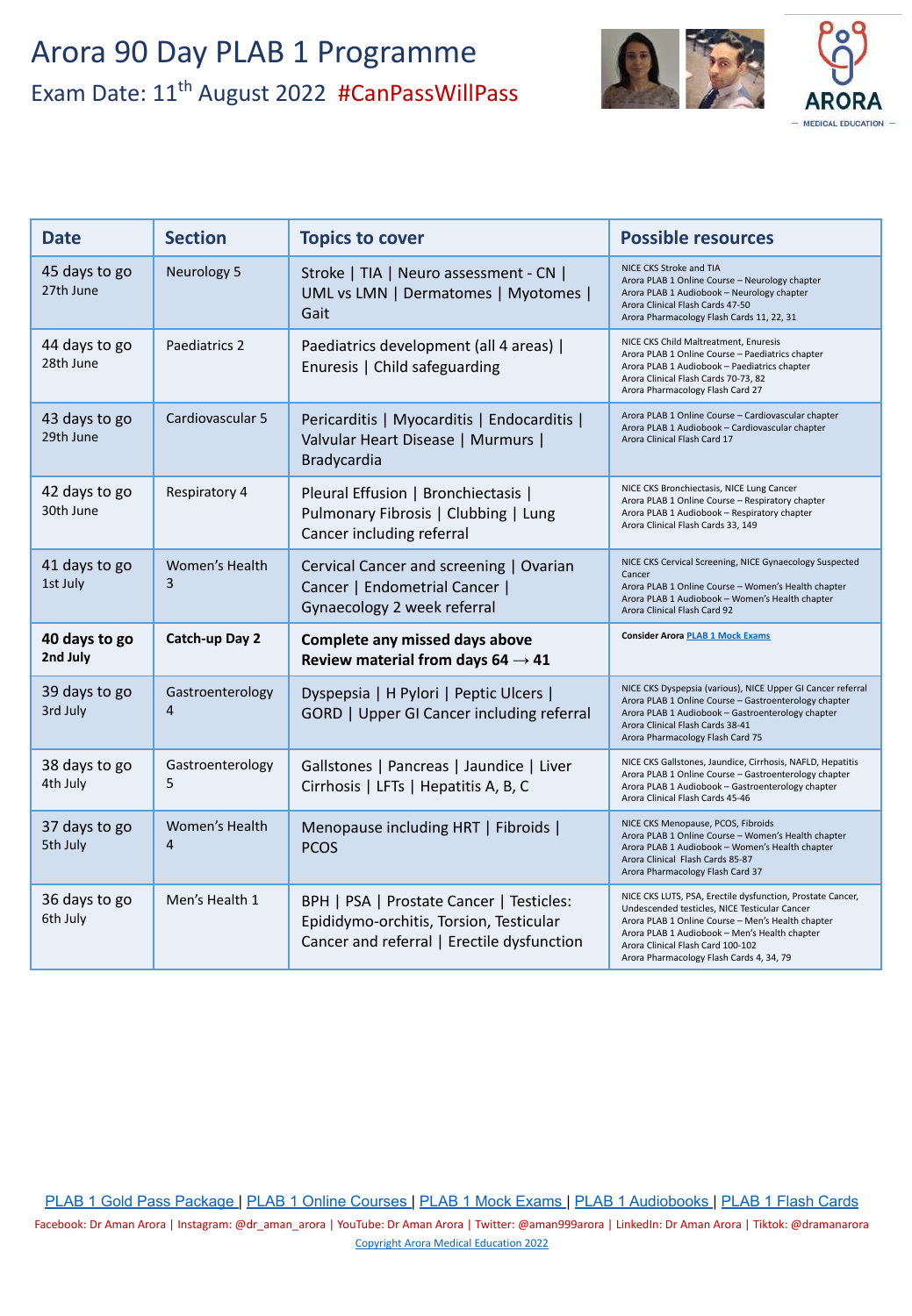# Arora 90 Day PLAB 1 Programme

## Exam Date: 11th August 2022 #CanPassWillPass

| Date | Section | Topics to cover | Possible resources |
|---|---|---|---|
| 45 days to go<br>27th June | Neurology 5 | Stroke \| TIA \| Neuro assessment - CN \| UML vs LMN \| Dermatomes \| Myotomes \| Gait | NICE CKS Stroke and TIA<br>Arora PLAB 1 Online Course – Neurology chapter<br>Arora PLAB 1 Audiobook – Neurology chapter<br>Arora Clinical Flash Cards 47-50<br>Arora Pharmacology Flash Cards 11, 22, 31 |
| 44 days to go<br>28th June | Paediatrics 2 | Paediatrics development (all 4 areas) \| Enuresis \| Child safeguarding | NICE CKS Child Maltreatment, Enuresis<br>Arora PLAB 1 Online Course – Paediatrics chapter<br>Arora PLAB 1 Audiobook – Paediatrics chapter<br>Arora Clinical Flash Cards 70-73, 82<br>Arora Pharmacology Flash Card 27 |
| 43 days to go<br>29th June | Cardiovascular 5 | Pericarditis \| Myocarditis \| Endocarditis \| Valvular Heart Disease \| Murmurs \| Bradycardia | Arora PLAB 1 Online Course – Cardiovascular chapter<br>Arora PLAB 1 Audiobook – Cardiovascular chapter<br>Arora Clinical Flash Card 17 |
| 42 days to go<br>30th June | Respiratory 4 | Pleural Effusion \| Bronchiectasis \| Pulmonary Fibrosis \| Clubbing \| Lung Cancer including referral | NICE CKS Bronchiectasis, NICE Lung Cancer<br>Arora PLAB 1 Online Course – Respiratory chapter<br>Arora PLAB 1 Audiobook – Respiratory chapter<br>Arora Clinical Flash Cards 33, 149 |
| 41 days to go<br>1st July | Women's Health 3 | Cervical Cancer and screening \| Ovarian Cancer \| Endometrial Cancer \| Gynaecology 2 week referral | NICE CKS Cervical Screening, NICE Gynaecology Suspected Cancer<br>Arora PLAB 1 Online Course – Women's Health chapter<br>Arora PLAB 1 Audiobook – Women's Health chapter<br>Arora Clinical Flash Card 92 |
| **40 days to go<br>2nd July** | **Catch-up Day 2** | **Complete any missed days above<br>Review material from days 64 → 41** | **Consider Arora PLAB 1 Mock Exams** |
| 39 days to go<br>3rd July | Gastroenterology 4 | Dyspepsia \| H Pylori \| Peptic Ulcers \| GORD \| Upper GI Cancer including referral | NICE CKS Dyspepsia (various), NICE Upper GI Cancer referral<br>Arora PLAB 1 Online Course – Gastroenterology chapter<br>Arora PLAB 1 Audiobook – Gastroenterology chapter<br>Arora Clinical Flash Cards 38-41<br>Arora Pharmacology Flash Card 75 |
| 38 days to go<br>4th July | Gastroenterology 5 | Gallstones \| Pancreas \| Jaundice \| Liver Cirrhosis \| LFTs \| Hepatitis A, B, C | NICE CKS Gallstones, Jaundice, Cirrhosis, NAFLD, Hepatitis<br>Arora PLAB 1 Online Course – Gastroenterology chapter<br>Arora PLAB 1 Audiobook – Gastroenterology chapter<br>Arora Clinical Flash Cards 45-46 |
| 37 days to go<br>5th July | Women's Health 4 | Menopause including HRT \| Fibroids \| PCOS | NICE CKS Menopause, PCOS, Fibroids<br>Arora PLAB 1 Online Course – Women's Health chapter<br>Arora PLAB 1 Audiobook – Women's Health chapter<br>Arora Clinical Flash Cards 85-87<br>Arora Pharmacology Flash Card 37 |
| 36 days to go<br>6th July | Men's Health 1 | BPH \| PSA \| Prostate Cancer \| Testicles: Epididymo-orchitis, Torsion, Testicular Cancer and referral \| Erectile dysfunction | NICE CKS LUTS, PSA, Erectile dysfunction, Prostate Cancer, Undescended testicles, NICE Testicular Cancer<br>Arora PLAB 1 Online Course – Men's Health chapter<br>Arora PLAB 1 Audiobook – Men's Health chapter<br>Arora Clinical Flash Card 100-102<br>Arora Pharmacology Flash Cards 4, 34, 79 |

PLAB 1 Gold Pass Package | PLAB 1 Online Courses | PLAB 1 Mock Exams | PLAB 1 Audiobooks | PLAB 1 Flash Cards

Facebook: Dr Aman Arora | Instagram: @dr_aman_arora | YouTube: Dr Aman Arora | Twitter: @aman999arora | LinkedIn: Dr Aman Arora | Tiktok: @dramanarora

Copyright Arora Medical Education 2022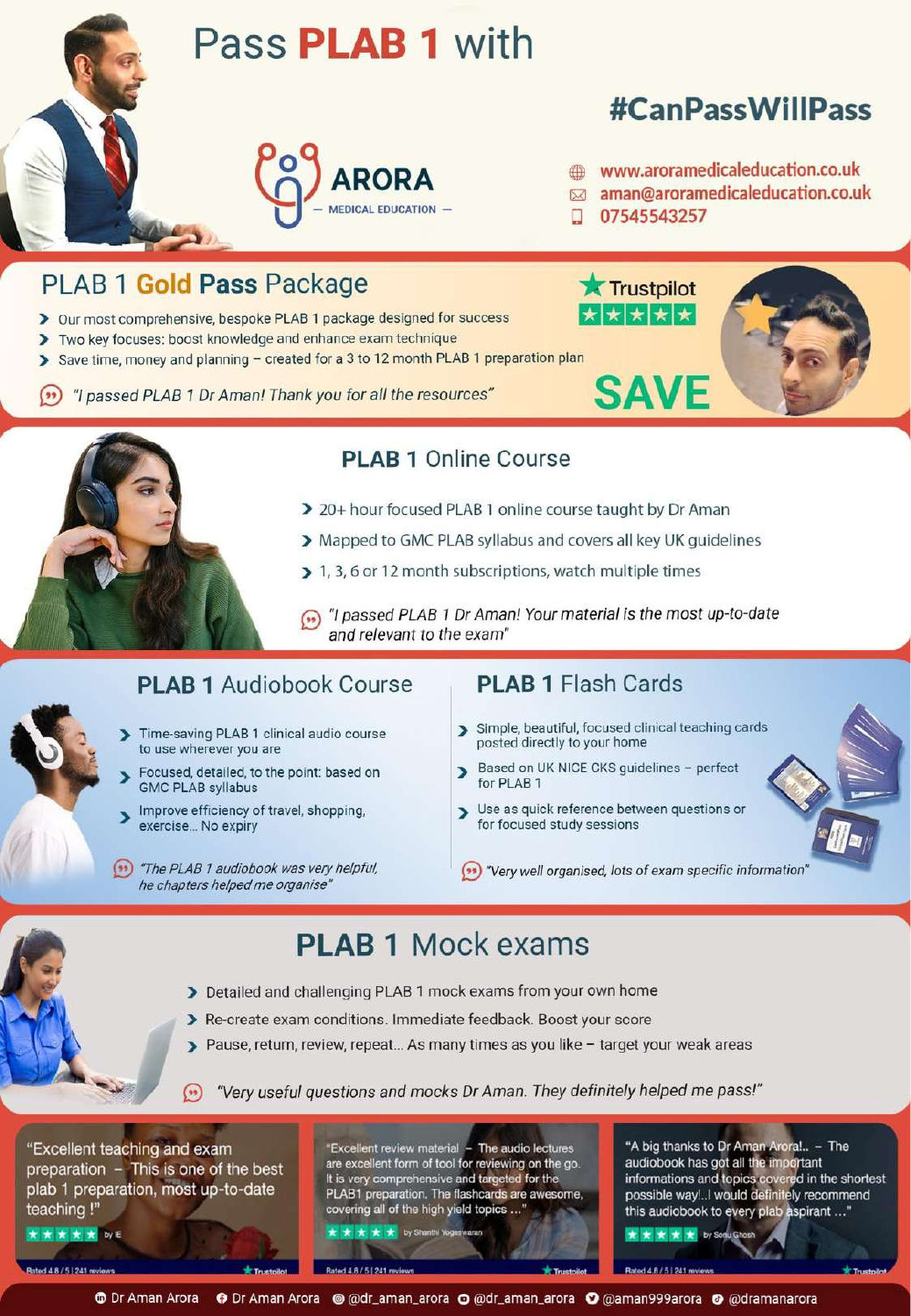# Pass **PLAB 1** with

## #CanPassWillPass

**ARORA** — MEDICAL EDUCATION —

www.aroramedicaleducation.co.uk
aman@aroramedicaleducation.co.uk
07545543257

## PLAB 1 **Gold Pass** Package

Trustpilot ★★★★★

- Our most comprehensive, bespoke PLAB 1 package designed for success
- Two key focuses: boost knowledge and enhance exam technique
- Save time, money and planning – created for a 3 to 12 month PLAB 1 preparation plan

*"I passed PLAB 1 Dr Aman! Thank you for all the resources"*

**SAVE**

## PLAB 1 Online Course

- 20+ hour focused PLAB 1 online course taught by Dr Aman
- Mapped to GMC PLAB syllabus and covers all key UK guidelines
- 1, 3, 6 or 12 month subscriptions, watch multiple times

*"I passed PLAB 1 Dr Aman! Your material is the most up-to-date and relevant to the exam"*

## PLAB 1 Audiobook Course

- Time-saving PLAB 1 clinical audio course to use wherever you are
- Focused, detailed, to the point: based on GMC PLAB syllabus
- Improve efficiency of travel, shopping, exercise... No expiry

*"The PLAB 1 audiobook was very helpful, he chapters helped me organise"*

## PLAB 1 Flash Cards

- Simple, beautiful, focused clinical teaching cards posted directly to your home
- Based on UK NICE CKS guidelines – perfect for PLAB 1
- Use as quick reference between questions or for focused study sessions

*"Very well organised, lots of exam specific information"*

## PLAB 1 Mock exams

- Detailed and challenging PLAB 1 mock exams from your own home
- Re-create exam conditions. Immediate feedback. Boost your score
- Pause, return, review, repeat... As many times as you like – target your weak areas

*"Very useful questions and mocks Dr Aman. They definitely helped me pass!"*

"Excellent teaching and exam preparation – This is one of the best plab 1 preparation, most up-to-date teaching !"
★★★★★ by E
Rated 4.8 / 5 | 241 reviews — Trustpilot

"Excellent review material – The audio lectures are excellent form of tool for reviewing on the go. It is very comprehensive and targeted for the PLAB1 preparation. The flashcards are awesome, covering all of the high yield topics ..."
★★★★★ by Shanthi Yogeswaran
Rated 4.8 / 5 | 241 reviews — Trustpilot

"A big thanks to Dr Aman Arora!.. – The audiobook has got all the important informations and topics covered in the shortest possible way!..I would definitely recommend this audiobook to every plab aspirant ..."
★★★★★ by Sonu Ghosh
Rated 4.8 / 5 | 241 reviews — Trustpilot

Dr Aman Arora · Dr Aman Arora · @dr_aman_arora · @dr_aman_arora · @aman999arora · @dramanarora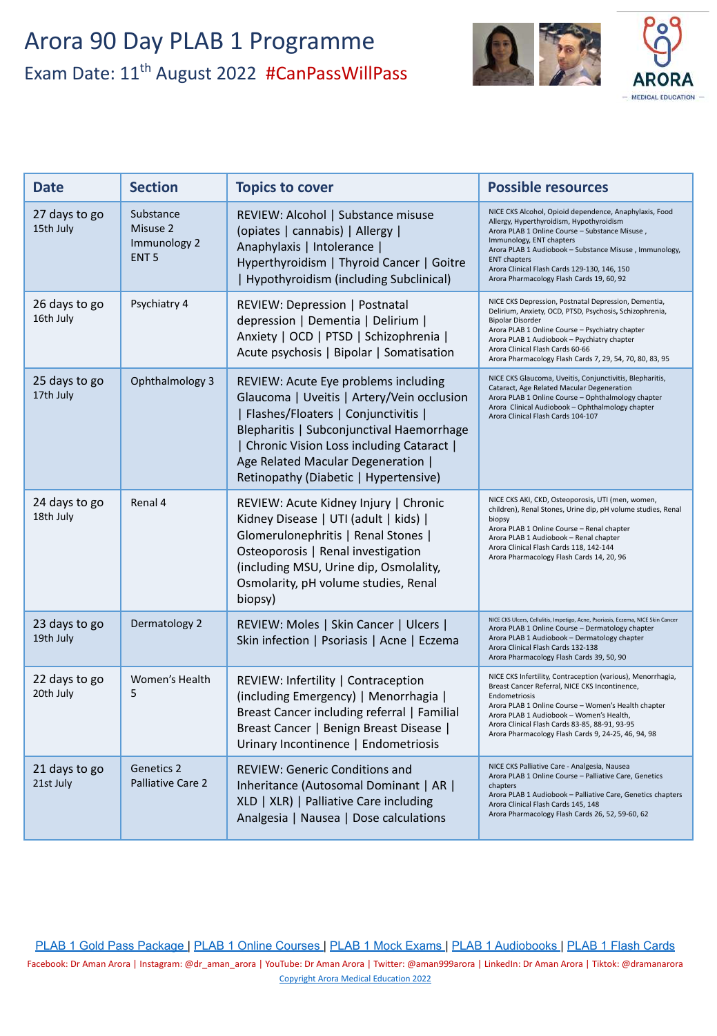# Arora 90 Day PLAB 1 Programme

## Exam Date: 11th August 2022 #CanPassWillPass

| Date | Section | Topics to cover | Possible resources |
|---|---|---|---|
| 27 days to go<br>15th July | Substance Misuse 2<br>Immunology 2<br>ENT 5 | REVIEW: Alcohol \| Substance misuse (opiates \| cannabis) \| Allergy \| Anaphylaxis \| Intolerance \| Hyperthyroidism \| Thyroid Cancer \| Goitre \| Hypothyroidism (including Subclinical) | NICE CKS Alcohol, Opioid dependence, Anaphylaxis, Food Allergy, Hyperthyroidism, Hypothyroidism<br>Arora PLAB 1 Online Course – Substance Misuse , Immunology, ENT chapters<br>Arora PLAB 1 Audiobook – Substance Misuse , Immunology, ENT chapters<br>Arora Clinical Flash Cards 129-130, 146, 150<br>Arora Pharmacology Flash Cards 19, 60, 92 |
| 26 days to go<br>16th July | Psychiatry 4 | REVIEW: Depression \| Postnatal depression \| Dementia \| Delirium \| Anxiety \| OCD \| PTSD \| Schizophrenia \| Acute psychosis \| Bipolar \| Somatisation | NICE CKS Depression, Postnatal Depression, Dementia, Delirium, Anxiety, OCD, PTSD, Psychosis, Schizophrenia, Bipolar Disorder<br>Arora PLAB 1 Online Course – Psychiatry chapter<br>Arora PLAB 1 Audiobook – Psychiatry chapter<br>Arora Clinical Flash Cards 60-66<br>Arora Pharmacology Flash Cards 7, 29, 54, 70, 80, 83, 95 |
| 25 days to go<br>17th July | Ophthalmology 3 | REVIEW: Acute Eye problems including Glaucoma \| Uveitis \| Artery/Vein occlusion \| Flashes/Floaters \| Conjunctivitis \| Blepharitis \| Subconjunctival Haemorrhage \| Chronic Vision Loss including Cataract \| Age Related Macular Degeneration \| Retinopathy (Diabetic \| Hypertensive) | NICE CKS Glaucoma, Uveitis, Conjunctivitis, Blepharitis, Cataract, Age Related Macular Degeneration<br>Arora PLAB 1 Online Course – Ophthalmology chapter<br>Arora Clinical Audiobook – Ophthalmology chapter<br>Arora Clinical Flash Cards 104-107 |
| 24 days to go<br>18th July | Renal 4 | REVIEW: Acute Kidney Injury \| Chronic Kidney Disease \| UTI (adult \| kids) \| Glomerulonephritis \| Renal Stones \| Osteoporosis \| Renal investigation (including MSU, Urine dip, Osmolality, Osmolarity, pH volume studies, Renal biopsy) | NICE CKS AKI, CKD, Osteoporosis, UTI (men, women, children), Renal Stones, Urine dip, pH volume studies, Renal biopsy<br>Arora PLAB 1 Online Course – Renal chapter<br>Arora PLAB 1 Audiobook – Renal chapter<br>Arora Clinical Flash Cards 118, 142-144<br>Arora Pharmacology Flash Cards 14, 20, 96 |
| 23 days to go<br>19th July | Dermatology 2 | REVIEW: Moles \| Skin Cancer \| Ulcers \| Skin infection \| Psoriasis \| Acne \| Eczema | NICE CKS Ulcers, Cellulitis, Impetigo, Acne, Psoriasis, Eczema, NICE Skin Cancer<br>Arora PLAB 1 Online Course – Dermatology chapter<br>Arora PLAB 1 Audiobook – Dermatology chapter<br>Arora Clinical Flash Cards 132-138<br>Arora Pharmacology Flash Cards 39, 50, 90 |
| 22 days to go<br>20th July | Women's Health 5 | REVIEW: Infertility \| Contraception (including Emergency) \| Menorrhagia \| Breast Cancer including referral \| Familial Breast Cancer \| Benign Breast Disease \| Urinary Incontinence \| Endometriosis | NICE CKS Infertility, Contraception (various), Menorrhagia, Breast Cancer Referral, NICE CKS Incontinence, Endometriosis<br>Arora PLAB 1 Online Course – Women's Health chapter<br>Arora PLAB 1 Audiobook – Women's Health,<br>Arora Clinical Flash Cards 83-85, 88-91, 93-95<br>Arora Pharmacology Flash Cards 9, 24-25, 46, 94, 98 |
| 21 days to go<br>21st July | Genetics 2<br>Palliative Care 2 | REVIEW: Generic Conditions and Inheritance (Autosomal Dominant \| AR \| XLD \| XLR) \| Palliative Care including Analgesia \| Nausea \| Dose calculations | NICE CKS Palliative Care - Analgesia, Nausea<br>Arora PLAB 1 Online Course – Palliative Care, Genetics chapters<br>Arora PLAB 1 Audiobook – Palliative Care, Genetics chapters<br>Arora Clinical Flash Cards 145, 148<br>Arora Pharmacology Flash Cards 26, 52, 59-60, 62 |

PLAB 1 Gold Pass Package | PLAB 1 Online Courses | PLAB 1 Mock Exams | PLAB 1 Audiobooks | PLAB 1 Flash Cards

Facebook: Dr Aman Arora | Instagram: @dr_aman_arora | YouTube: Dr Aman Arora | Twitter: @aman999arora | LinkedIn: Dr Aman Arora | Tiktok: @dramanarora

Copyright Arora Medical Education 2022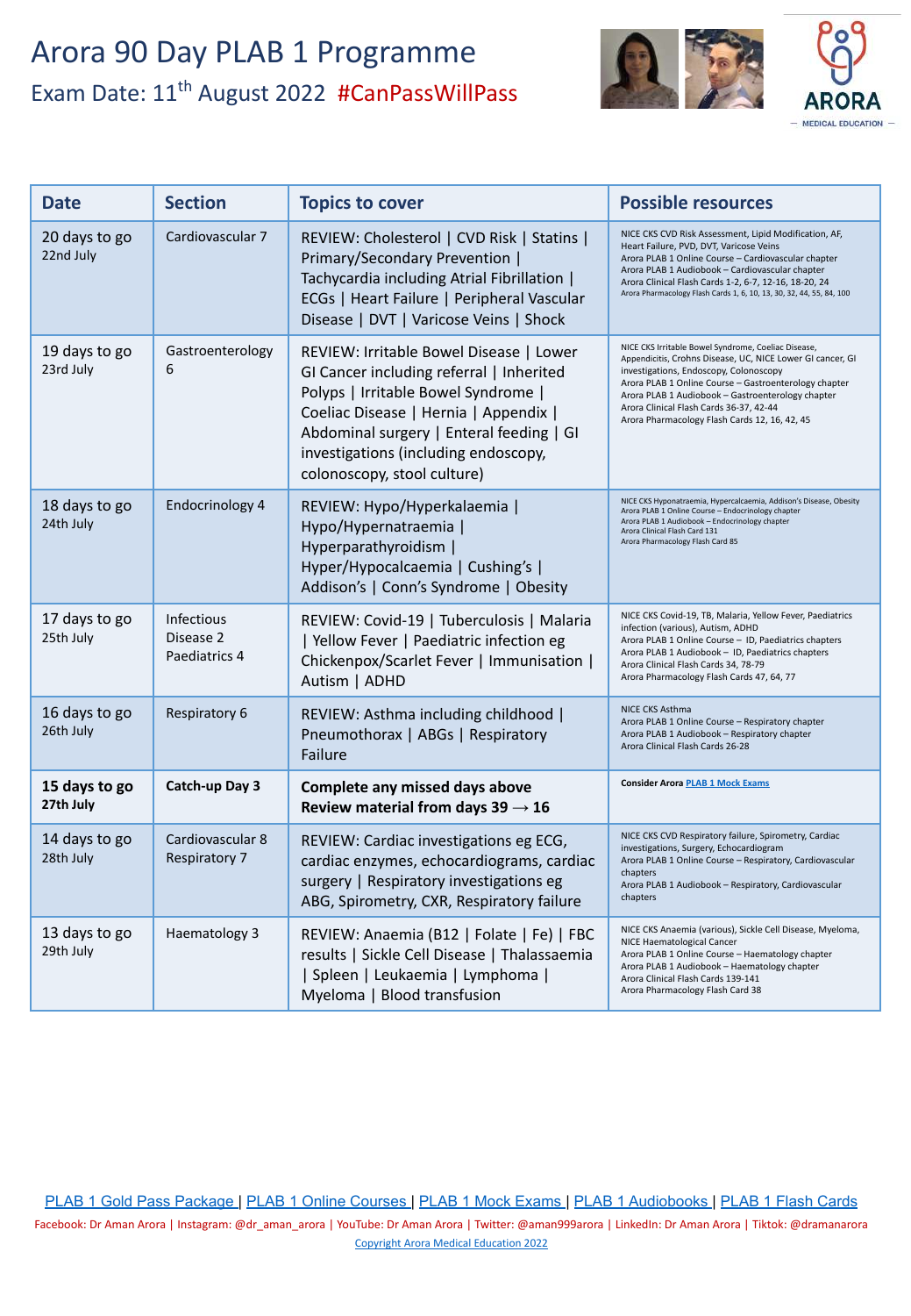# Arora 90 Day PLAB 1 Programme

## Exam Date: 11th August 2022 #CanPassWillPass

ARORA MEDICAL EDUCATION

| Date | Section | Topics to cover | Possible resources |
|---|---|---|---|
| 20 days to go 22nd July | Cardiovascular 7 | REVIEW: Cholesterol \| CVD Risk \| Statins \| Primary/Secondary Prevention \| Tachycardia including Atrial Fibrillation \| ECGs \| Heart Failure \| Peripheral Vascular Disease \| DVT \| Varicose Veins \| Shock | NICE CKS CVD Risk Assessment, Lipid Modification, AF, Heart Failure, PVD, DVT, Varicose Veins<br>Arora PLAB 1 Online Course – Cardiovascular chapter<br>Arora PLAB 1 Audiobook – Cardiovascular chapter<br>Arora Clinical Flash Cards 1, 6-7, 12-16, 18-20, 24<br>Arora Pharmacology Flash Cards 1, 6, 10, 13, 30, 32, 44, 55, 84, 100 |
| 19 days to go 23rd July | Gastroenterology 6 | REVIEW: Irritable Bowel Disease \| Lower GI Cancer including referral \| Inherited Polyps \| Irritable Bowel Syndrome \| Coeliac Disease \| Hernia \| Appendix \| Abdominal surgery \| Enteral feeding \| GI investigations (including endoscopy, colonoscopy, stool culture) | NICE CKS Irritable Bowel Syndrome, Coeliac Disease, Appendicitis, Crohns Disease, UC, NICE Lower GI cancer, GI investigations, Endoscopy, Colonoscopy<br>Arora PLAB 1 Online Course – Gastroenterology chapter<br>Arora PLAB 1 Audiobook – Gastroenterology chapter<br>Arora Clinical Flash Cards 36-37, 42-44<br>Arora Pharmacology Flash Cards 12, 16, 42, 45 |
| 18 days to go 24th July | Endocrinology 4 | REVIEW: Hypo/Hyperkalaemia \| Hypo/Hypernatraemia \| Hyperparathyroidism \| Hyper/Hypocalcaemia \| Cushing's \| Addison's \| Conn's Syndrome \| Obesity | NICE CKS Hyponatraemia, Hypercalcaemia, Addison's Disease, Obesity<br>Arora PLAB 1 Online Course – Endocrinology chapter<br>Arora PLAB 1 Audiobook – Endocrinology chapter<br>Arora Clinical Flash Card 131<br>Arora Pharmacology Flash Card 85 |
| 17 days to go 25th July | Infectious Disease 2<br>Paediatrics 4 | REVIEW: Covid-19 \| Tuberculosis \| Malaria \| Yellow Fever \| Paediatric infection eg Chickenpox/Scarlet Fever \| Immunisation \| Autism \| ADHD | NICE CKS Covid-19, TB, Malaria, Yellow Fever, Paediatrics infection (various), Autism, ADHD<br>Arora PLAB 1 Online Course – ID, Paediatrics chapters<br>Arora PLAB 1 Audiobook – ID, Paediatrics chapters<br>Arora Clinical Flash Cards 34, 78-79<br>Arora Pharmacology Flash Cards 47, 64, 77 |
| 16 days to go 26th July | Respiratory 6 | REVIEW: Asthma including childhood \| Pneumothorax \| ABGs \| Respiratory Failure | NICE CKS Asthma<br>Arora PLAB 1 Online Course – Respiratory chapter<br>Arora PLAB 1 Audiobook – Respiratory chapter<br>Arora Clinical Flash Cards 26-28 |
| **15 days to go 27th July** | **Catch-up Day 3** | **Complete any missed days above Review material from days 39 → 16** | **Consider Arora** [PLAB 1 Mock Exams] |
| 14 days to go 28th July | Cardiovascular 8<br>Respiratory 7 | REVIEW: Cardiac investigations eg ECG, cardiac enzymes, echocardiograms, cardiac surgery \| Respiratory investigations eg ABG, Spirometry, CXR, Respiratory failure | NICE CKS CVD Respiratory failure, Spirometry, Cardiac investigations, Surgery, Echocardiogram<br>Arora PLAB 1 Online Course – Respiratory, Cardiovascular chapters<br>Arora PLAB 1 Audiobook – Respiratory, Cardiovascular chapters |
| 13 days to go 29th July | Haematology 3 | REVIEW: Anaemia (B12 \| Folate \| Fe) \| FBC results \| Sickle Cell Disease \| Thalassaemia \| Spleen \| Leukaemia \| Lymphoma \| Myeloma \| Blood transfusion | NICE CKS Anaemia (various), Sickle Cell Disease, Myeloma, NICE Haematological Cancer<br>Arora PLAB 1 Online Course – Haematology chapter<br>Arora PLAB 1 Audiobook – Haematology chapter<br>Arora Clinical Flash Cards 139-141<br>Arora Pharmacology Flash Card 38 |

PLAB 1 Gold Pass Package | PLAB 1 Online Courses | PLAB 1 Mock Exams | PLAB 1 Audiobooks | PLAB 1 Flash Cards

Facebook: Dr Aman Arora | Instagram: @dr_aman_arora | YouTube: Dr Aman Arora | Twitter: @aman999arora | LinkedIn: Dr Aman Arora | Tiktok: @dramanarora

Copyright Arora Medical Education 2022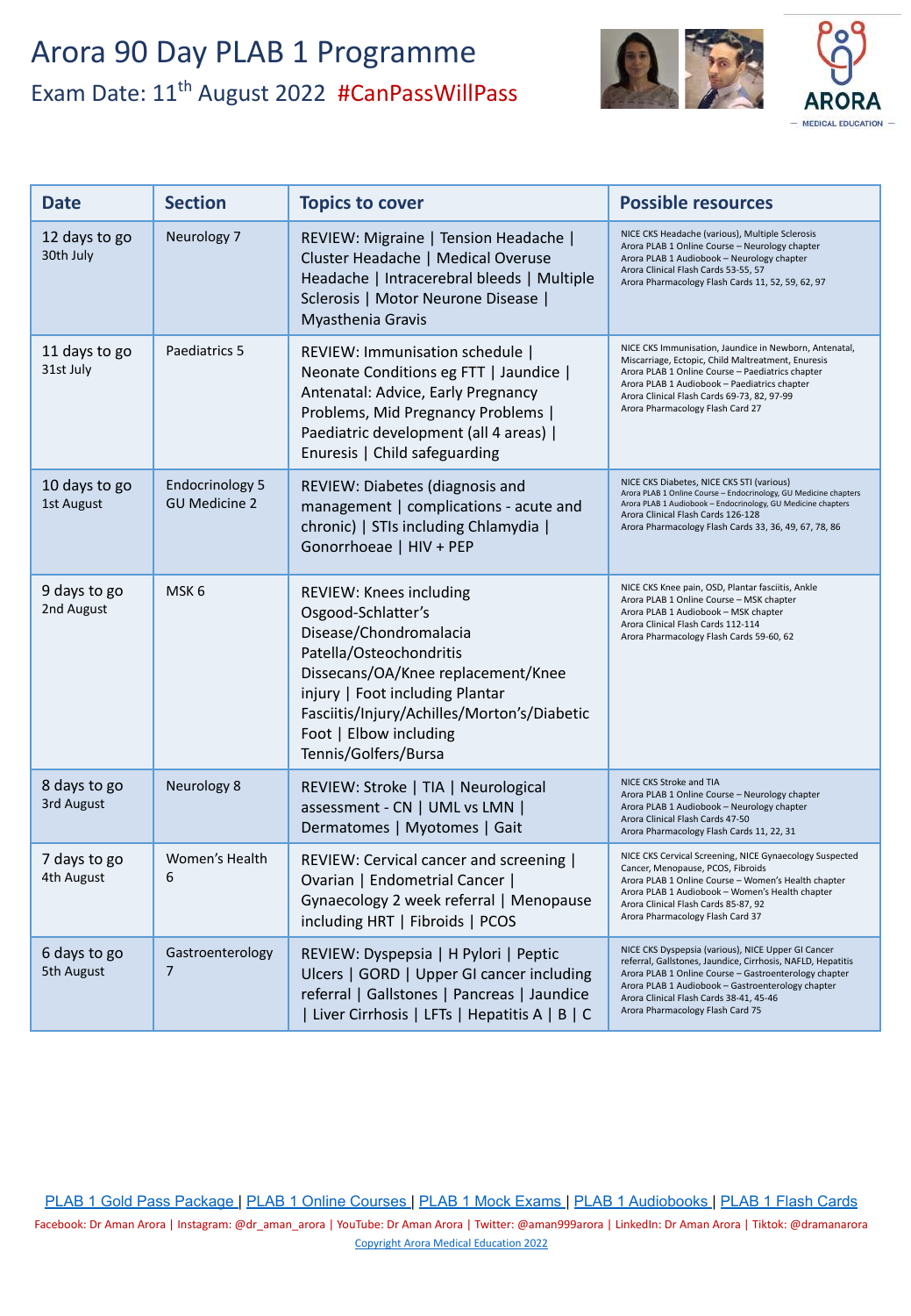# Arora 90 Day PLAB 1 Programme

## Exam Date: 11th August 2022 #CanPassWillPass

| Date | Section | Topics to cover | Possible resources |
|---|---|---|---|
| 12 days to go 30th July | Neurology 7 | REVIEW: Migraine \| Tension Headache \| Cluster Headache \| Medical Overuse Headache \| Intracerebral bleeds \| Multiple Sclerosis \| Motor Neurone Disease \| Myasthenia Gravis | NICE CKS Headache (various), Multiple Sclerosis<br>Arora PLAB 1 Online Course – Neurology chapter<br>Arora PLAB 1 Audiobook – Neurology chapter<br>Arora Clinical Flash Cards 53-55, 57<br>Arora Pharmacology Flash Cards 11, 52, 59, 62, 97 |
| 11 days to go 31st July | Paediatrics 5 | REVIEW: Immunisation schedule \| Neonate Conditions eg FTT \| Jaundice \| Antenatal: Advice, Early Pregnancy Problems, Mid Pregnancy Problems \| Paediatric development (all 4 areas) \| Enuresis \| Child safeguarding | NICE CKS Immunisation, Jaundice in Newborn, Antenatal, Miscarriage, Ectopic, Child Maltreatment, Enuresis<br>Arora PLAB 1 Online Course – Paediatrics chapter<br>Arora PLAB 1 Audiobook – Paediatrics chapter<br>Arora Clinical Flash Cards 69-73, 82, 97-99<br>Arora Pharmacology Flash Card 27 |
| 10 days to go 1st August | Endocrinology 5 GU Medicine 2 | REVIEW: Diabetes (diagnosis and management \| complications - acute and chronic) \| STIs including Chlamydia \| Gonorrhoeae \| HIV + PEP | NICE CKS Diabetes, NICE CKS STI (various)<br>Arora PLAB 1 Online Course – Endocrinology, GU Medicine chapters<br>Arora PLAB 1 Audiobook – Endocrinology, GU Medicine chapters<br>Arora Clinical Flash Cards 126-128<br>Arora Pharmacology Flash Cards 33, 36, 49, 67, 78, 86 |
| 9 days to go 2nd August | MSK 6 | REVIEW: Knees including Osgood-Schlatter's Disease/Chondromalacia Patella/Osteochondritis Dissecans/OA/Knee replacement/Knee injury \| Foot including Plantar Fasciitis/Injury/Achilles/Morton's/Diabetic Foot \| Elbow including Tennis/Golfers/Bursa | NICE CKS Knee pain, OSD, Plantar fasciitis, Ankle<br>Arora PLAB 1 Online Course – MSK chapter<br>Arora PLAB 1 Audiobook – MSK chapter<br>Arora Clinical Flash Cards 112-114<br>Arora Pharmacology Flash Cards 59-60, 62 |
| 8 days to go 3rd August | Neurology 8 | REVIEW: Stroke \| TIA \| Neurological assessment - CN \| UML vs LMN \| Dermatomes \| Myotomes \| Gait | NICE CKS Stroke and TIA<br>Arora PLAB 1 Online Course – Neurology chapter<br>Arora PLAB 1 Audiobook – Neurology chapter<br>Arora Clinical Flash Cards 47-50<br>Arora Pharmacology Flash Cards 11, 22, 31 |
| 7 days to go 4th August | Women's Health 6 | REVIEW: Cervical cancer and screening \| Ovarian \| Endometrial Cancer \| Gynaecology 2 week referral \| Menopause including HRT \| Fibroids \| PCOS | NICE CKS Cervical Screening, NICE Gynaecology Suspected Cancer, Menopause, PCOS, Fibroids<br>Arora PLAB 1 Online Course – Women's Health chapter<br>Arora PLAB 1 Audiobook – Women's Health chapter<br>Arora Clinical Flash Cards 85-87, 92<br>Arora Pharmacology Flash Card 37 |
| 6 days to go 5th August | Gastroenterology 7 | REVIEW: Dyspepsia \| H Pylori \| Peptic Ulcers \| GORD \| Upper GI cancer including referral \| Gallstones \| Pancreas \| Jaundice \| Liver Cirrhosis \| LFTs \| Hepatitis A \| B \| C | NICE CKS Dyspepsia (various), NICE Upper GI Cancer referral, Gallstones, Jaundice, Cirrhosis, NAFLD, Hepatitis<br>Arora PLAB 1 Online Course – Gastroenterology chapter<br>Arora PLAB 1 Audiobook – Gastroenterology chapter<br>Arora Clinical Flash Cards 38-41, 45-46<br>Arora Pharmacology Flash Card 75 |

PLAB 1 Gold Pass Package | PLAB 1 Online Courses | PLAB 1 Mock Exams | PLAB 1 Audiobooks | PLAB 1 Flash Cards

Facebook: Dr Aman Arora | Instagram: @dr_aman_arora | YouTube: Dr Aman Arora | Twitter: @aman999arora | LinkedIn: Dr Aman Arora | Tiktok: @dramanarora

Copyright Arora Medical Education 2022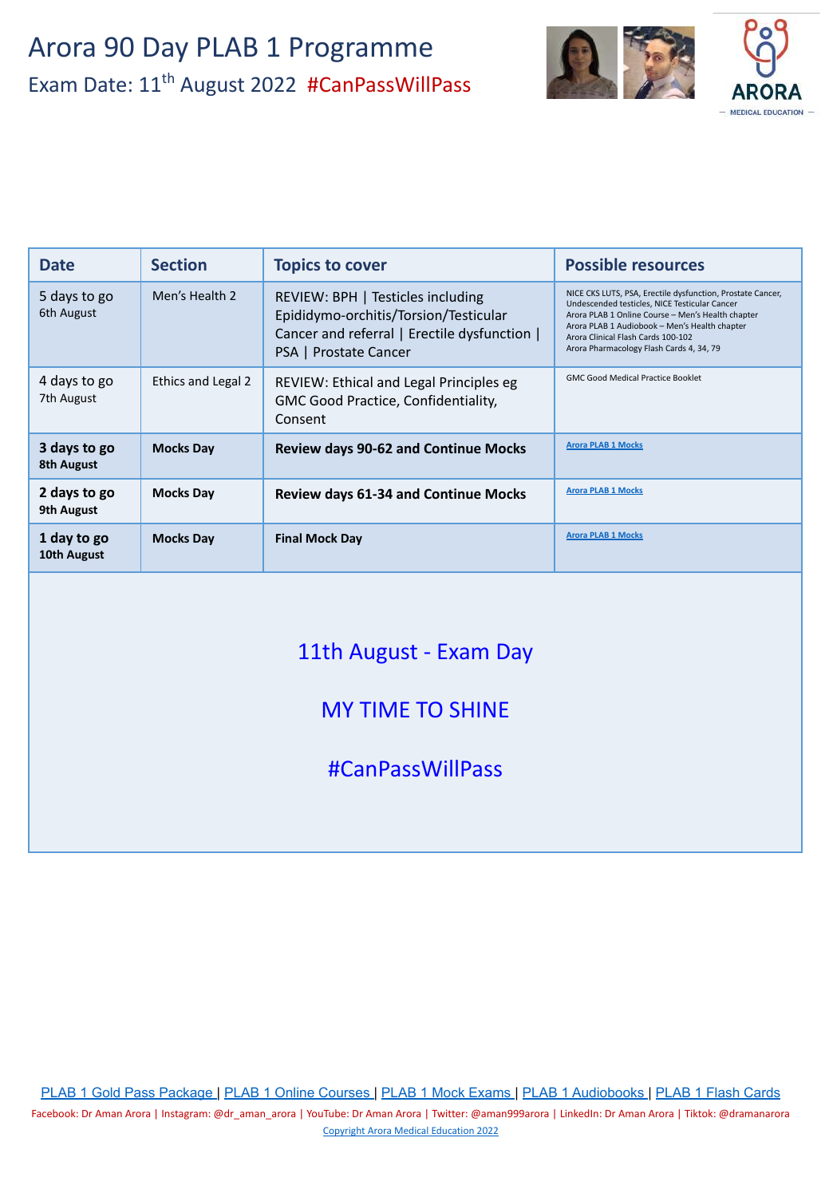# Arora 90 Day PLAB 1 Programme

Exam Date: 11th August 2022 #CanPassWillPass

ARORA
MEDICAL EDUCATION

| Date | Section | Topics to cover | Possible resources |
|---|---|---|---|
| 5 days to go<br>6th August | Men's Health 2 | REVIEW: BPH \| Testicles including Epididymo-orchitis/Torsion/Testicular Cancer and referral \| Erectile dysfunction \| PSA \| Prostate Cancer | NICE CKS LUTS, PSA, Erectile dysfunction, Prostate Cancer, Undescended testicles, NICE Testicular Cancer<br>Arora PLAB 1 Online Course – Men's Health chapter<br>Arora PLAB 1 Audiobook – Men's Health chapter<br>Arora Clinical Flash Cards 100-102<br>Arora Pharmacology Flash Cards 4, 34, 79 |
| 4 days to go<br>7th August | Ethics and Legal 2 | REVIEW: Ethical and Legal Principles eg GMC Good Practice, Confidentiality, Consent | GMC Good Medical Practice Booklet |
| **3 days to go<br>8th August** | **Mocks Day** | **Review days 90-62 and Continue Mocks** | Arora PLAB 1 Mocks |
| **2 days to go<br>9th August** | **Mocks Day** | **Review days 61-34 and Continue Mocks** | Arora PLAB 1 Mocks |
| **1 day to go<br>10th August** | **Mocks Day** | **Final Mock Day** | Arora PLAB 1 Mocks |

11th August - Exam Day

MY TIME TO SHINE

#CanPassWillPass

PLAB 1 Gold Pass Package | PLAB 1 Online Courses | PLAB 1 Mock Exams | PLAB 1 Audiobooks | PLAB 1 Flash Cards

Facebook: Dr Aman Arora | Instagram: @dr_aman_arora | YouTube: Dr Aman Arora | Twitter: @aman999arora | LinkedIn: Dr Aman Arora | Tiktok: @dramanarora

Copyright Arora Medical Education 2022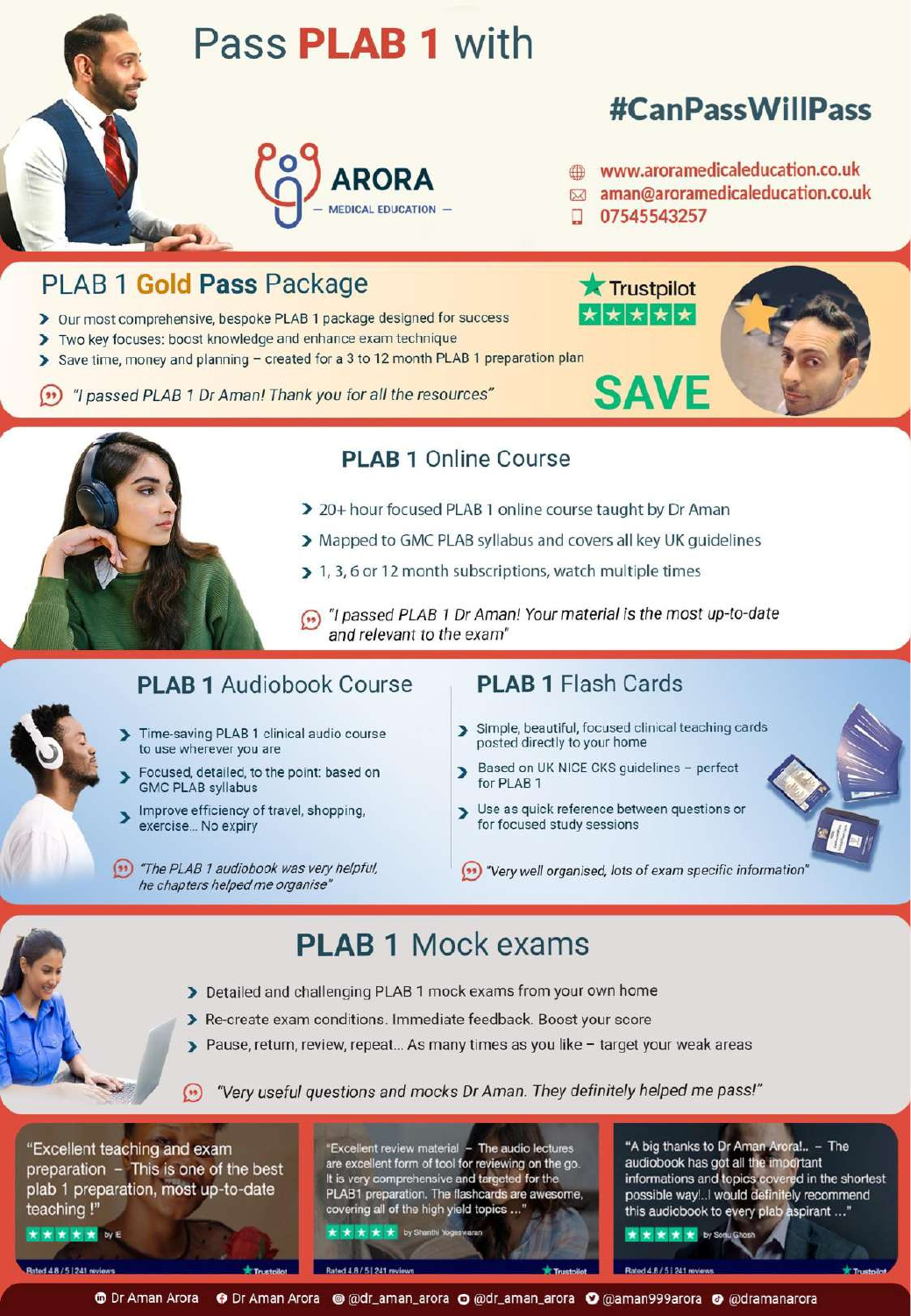# Pass **PLAB 1** with

## #CanPassWillPass

**ARORA** — MEDICAL EDUCATION —

www.aroramedicaleducation.co.uk
aman@aroramedicaleducation.co.uk
07545543257

## PLAB 1 **Gold Pass** Package

- Our most comprehensive, bespoke PLAB 1 package designed for success
- Two key focuses: boost knowledge and enhance exam technique
- Save time, money and planning – created for a 3 to 12 month PLAB 1 preparation plan

*"I passed PLAB 1 Dr Aman! Thank you for all the resources"*

Trustpilot ★★★★★

**SAVE**

## PLAB 1 Online Course

- 20+ hour focused PLAB 1 online course taught by Dr Aman
- Mapped to GMC PLAB syllabus and covers all key UK guidelines
- 1, 3, 6 or 12 month subscriptions, watch multiple times

*"I passed PLAB 1 Dr Aman! Your material is the most up-to-date and relevant to the exam"*

## PLAB 1 Audiobook Course

- Time-saving PLAB 1 clinical audio course to use wherever you are
- Focused, detailed, to the point: based on GMC PLAB syllabus
- Improve efficiency of travel, shopping, exercise... No expiry

*"The PLAB 1 audiobook was very helpful, he chapters helped me organise"*

## PLAB 1 Flash Cards

- Simple, beautiful, focused clinical teaching cards posted directly to your home
- Based on UK NICE CKS guidelines – perfect for PLAB 1
- Use as quick reference between questions or for focused study sessions

*"Very well organised, lots of exam specific information"*

## PLAB 1 Mock exams

- Detailed and challenging PLAB 1 mock exams from your own home
- Re-create exam conditions. Immediate feedback. Boost your score
- Pause, return, review, repeat... As many times as you like – target your weak areas

*"Very useful questions and mocks Dr Aman. They definitely helped me pass!"*

"Excellent teaching and exam preparation – This is one of the best plab 1 preparation, most up-to-date teaching !"
★★★★★ by E
Rated 4.8 / 5 | 241 reviews — Trustpilot

"Excellent review material – The audio lectures are excellent form of tool for reviewing on the go. It is very comprehensive and targeted for the PLAB1 preparation. The flashcards are awesome, covering all of the high yield topics ..."
★★★★★ by Shanthi Yogeswaran
Rated 4.8 / 5 | 241 reviews — Trustpilot

"A big thanks to Dr Aman Arora!.. – The audiobook has got all the important informations and topics covered in the shortest possible way!..I would definitely recommend this audiobook to every plab aspirant ..."
★★★★★ by Sonu Ghosh
Rated 4.8 / 5 | 241 reviews — Trustpilot

Dr Aman Arora · Dr Aman Arora · @dr_aman_arora · @dr_aman_arora · @aman999arora · @dramanarora